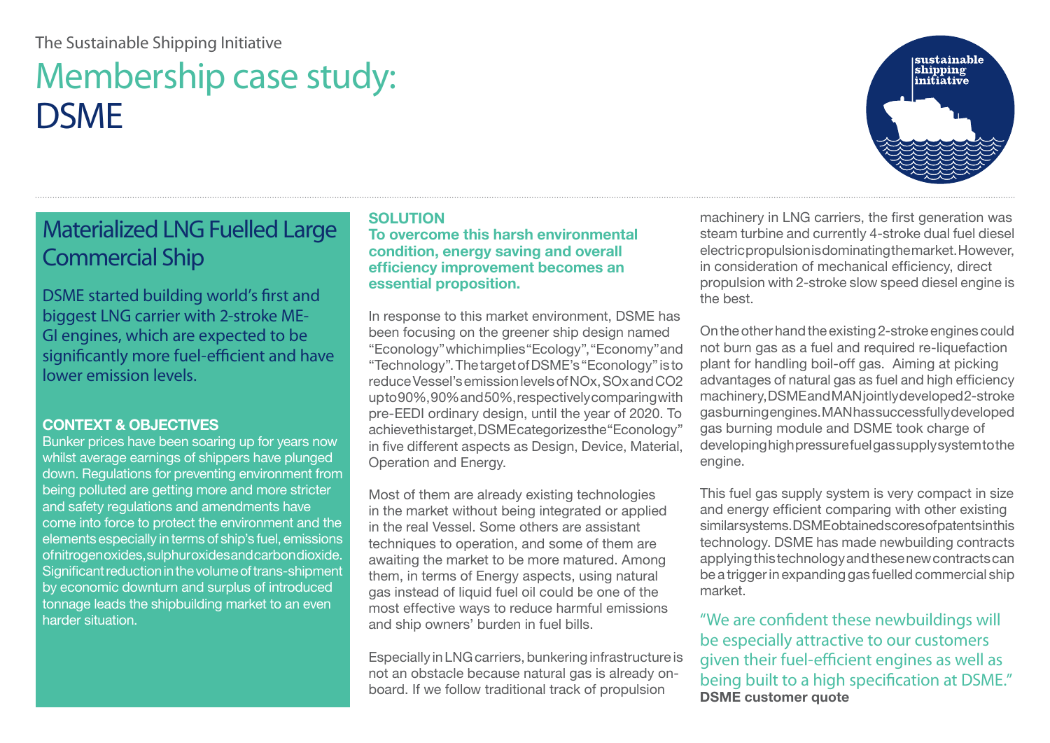The Sustainable Shipping Initiative

# Membership case study: DSME

## Materialized LNG Fuelled Large Commercial Ship

DSME started building world's first and biggest LNG carrier with 2-stroke ME-GI engines, which are expected to be significantly more fuel-efficient and have lower emission levels.

### CONTEXT & OBJECTIVES

Bunker prices have been soaring up for years now whilst average earnings of shippers have plunged down. Regulations for preventing environment from being polluted are getting more and more stricter and safety regulations and amendments have come into force to protect the environment and the elements especially in terms of ship's fuel, emissions of nitrogen oxides, sulphur oxides and carbon dioxide. Significant reduction in the volume of trans-shipment by economic downturn and surplus of introduced tonnage leads the shipbuilding market to an even harder situation.

### SOLUTION

**To overcome this harsh environmental condition, energy saving and overall efficiency improvement becomes an essential proposition.**

In response to this market environment, DSME has been focusing on the greener ship design named "Econology" which implies "Ecology", "Economy" and "Technology". The target of DSME's "Econology" is to reduce Vessel's emission levels of NOx, SOx and CO2 up to 90%, 90% and 50%, respectively comparing with pre-EEDI ordinary design, until the year of 2020. To achieve this target, DSME categorizes the "Econology" in five different aspects as Design, Device, Material, Operation and Energy.

Most of them are already existing technologies in the market without being integrated or applied in the real Vessel. Some others are assistant techniques to operation, and some of them are awaiting the market to be more matured. Among them, in terms of Energy aspects, using natural gas instead of liquid fuel oil could be one of the most effective ways to reduce harmful emissions and ship owners' burden in fuel bills.

Especially in LNG carriers, bunkering infrastructure is not an obstacle because natural gas is already on-board. If we follow traditional track of propulsion machinery in LNG carriers, the first generation was steam turbine and currently 4-stroke dual fuel diesel electric propulsion is dominating the market. However, in consideration of mechanical efficiency, direct propulsion with 2-stroke slow speed diesel engine is the best.

On the other hand the existing 2-stroke engines could not burn gas as a fuel and required re-liquefaction plant for handling boil-off gas. Aiming at picking advantages of natural gas as fuel and high efficiency machinery, DSME and MAN jointly developed 2-stroke gas burning engines. MAN has successfully developed gas burning module and DSME took charge of developing high pressure fuel gas supply system to the engine.

This fuel gas supply system is very compact in size and energy efficient comparing with other existing similar systems. DSME obtained scores of patents in this technology. DSME has made newbuilding contracts applying this technology and these new contracts can be a trigger in expanding gas fuelled commercial ship market.

"We are confident these newbuildings will be especially attractive to our customers given their fuel-efficient engines as well as being built to a high specification at DSME."
**DSME customer quote**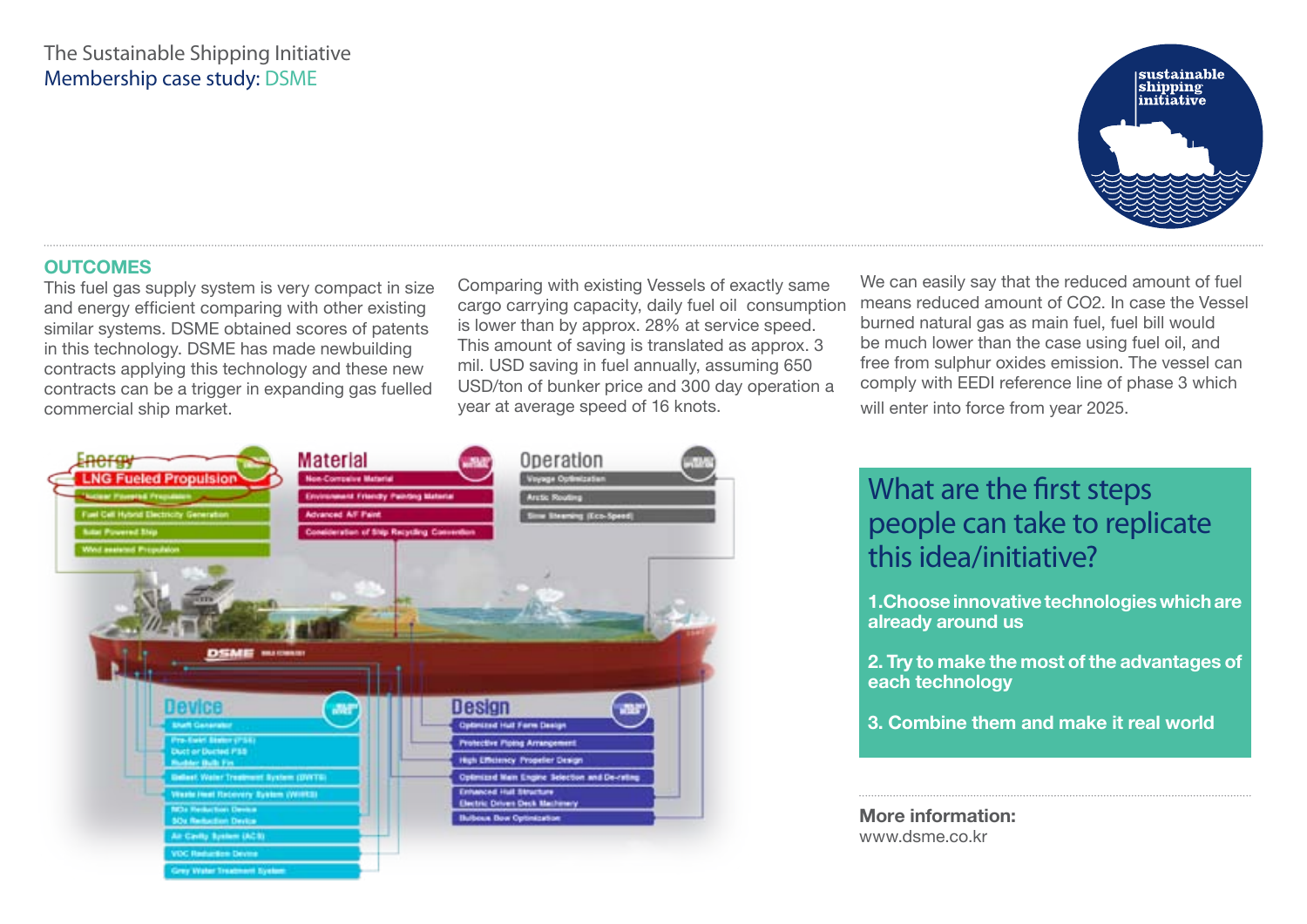The Sustainable Shipping Initiative

Membership case study: DSME

## OUTCOMES

This fuel gas supply system is very compact in size and energy efficient comparing with other existing similar systems. DSME obtained scores of patents in this technology. DSME has made newbuilding contracts applying this technology and these new contracts can be a trigger in expanding gas fuelled commercial ship market.

Comparing with existing Vessels of exactly same cargo carrying capacity, daily fuel oil consumption is lower than by approx. 28% at service speed. This amount of saving is translated as approx. 3 mil. USD saving in fuel annually, assuming 650 USD/ton of bunker price and 300 day operation a year at average speed of 16 knots.

We can easily say that the reduced amount of fuel means reduced amount of $CO_2$. In case the Vessel burned natural gas as main fuel, fuel bill would be much lower than the case using fuel oil, and free from sulphur oxides emission. The vessel can comply with EEDI reference line of phase 3 which will enter into force from year 2025.

Energy
LNG Fueled Propulsion
Nuclear Powered Propulsion
Fuel Cell Hybrid Electricity Generation
Solar Powered Ship
Wind assisted Propulsion

Material
Non-Corrosive Material
Environment Friendly Painting Material
Advanced A/F Paint
Consideration of Ship Recycling Convention

Operation
Voyage Optimization
Arctic Routing
Slow Steaming (Eco-Speed)

DSME

Device
Shaft Generator
Pre-Swirl Stator (PSS)
Duct or Ducted PSS
Rudder Bulb Fin
Ballast Water Treatment System (BWTS)
Waste Heat Recovery System (WHRS)
NOx Reduction Device
SOx Reduction Device
Air Cavity System (ACS)
VOC Reduction Device
Grey Water Treatment System

Design
Optimized Hull Form Design
Protective Piping Arrangement
High Efficiency Propeller Design
Optimized Main Engine Selection and De-rating
Enhanced Hull Structure
Electric Driven Deck Machinery
Bulbous Bow Optimization

## What are the first steps people can take to replicate this idea/initiative?

**1. Choose innovative technologies which are already around us**

**2. Try to make the most of the advantages of each technology**

**3. Combine them and make it real world**

**More information:**
www.dsme.co.kr